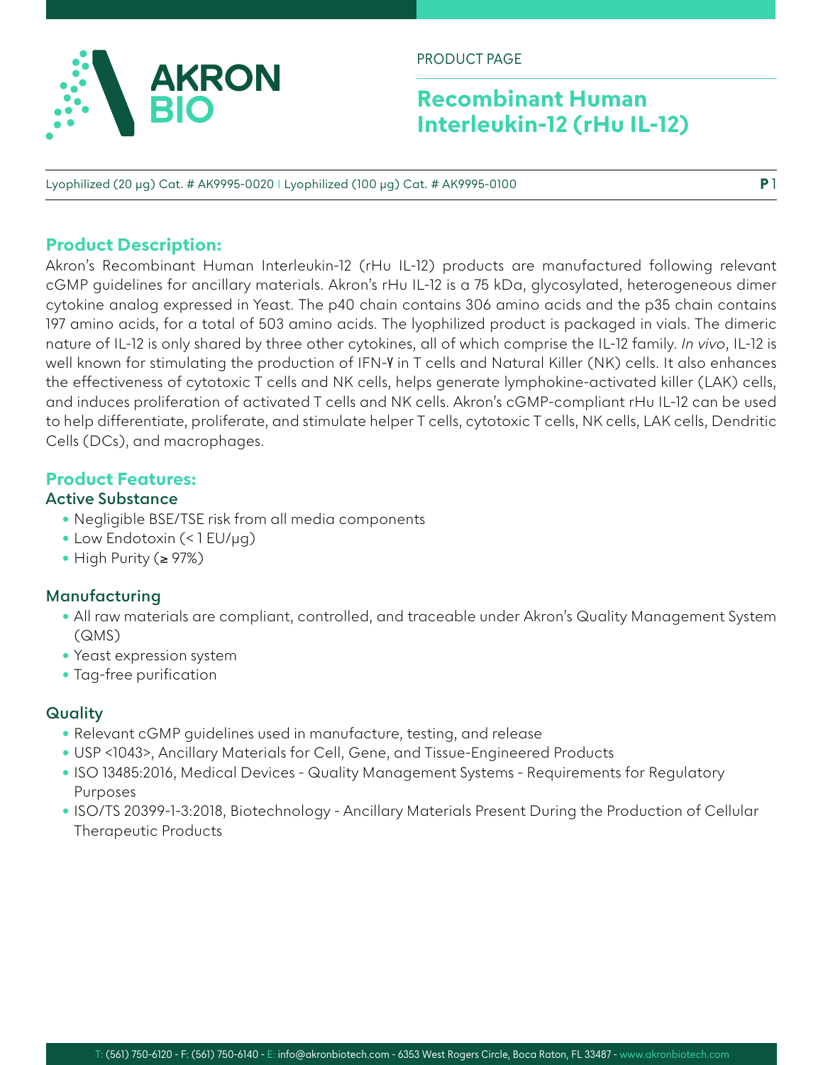PRODUCT PAGE

# Recombinant Human Interleukin-12 (rHu IL-12)

Lyophilized (20 µg) Cat. # AK9995-0020 | Lyophilized (100 µg) Cat. # AK9995-0100

## Product Description:

Akron's Recombinant Human Interleukin-12 (rHu IL-12) products are manufactured following relevant cGMP guidelines for ancillary materials. Akron's rHu IL-12 is a 75 kDa, glycosylated, heterogeneous dimer cytokine analog expressed in Yeast. The p40 chain contains 306 amino acids and the p35 chain contains 197 amino acids, for a total of 503 amino acids. The lyophilized product is packaged in vials. The dimeric nature of IL-12 is only shared by three other cytokines, all of which comprise the IL-12 family. *In vivo*, IL-12 is well known for stimulating the production of IFN-γ in T cells and Natural Killer (NK) cells. It also enhances the effectiveness of cytotoxic T cells and NK cells, helps generate lymphokine-activated killer (LAK) cells, and induces proliferation of activated T cells and NK cells. Akron's cGMP-compliant rHu IL-12 can be used to help differentiate, proliferate, and stimulate helper T cells, cytotoxic T cells, NK cells, LAK cells, Dendritic Cells (DCs), and macrophages.

## Product Features:

### Active Substance

- Negligible BSE/TSE risk from all media components
- Low Endotoxin (< 1 EU/µg)
- High Purity (≥ 97%)

### Manufacturing

- All raw materials are compliant, controlled, and traceable under Akron's Quality Management System (QMS)
- Yeast expression system
- Tag-free purification

### Quality

- Relevant cGMP guidelines used in manufacture, testing, and release
- USP <1043>, Ancillary Materials for Cell, Gene, and Tissue-Engineered Products
- ISO 13485:2016, Medical Devices - Quality Management Systems - Requirements for Regulatory Purposes
- ISO/TS 20399-1-3:2018, Biotechnology - Ancillary Materials Present During the Production of Cellular Therapeutic Products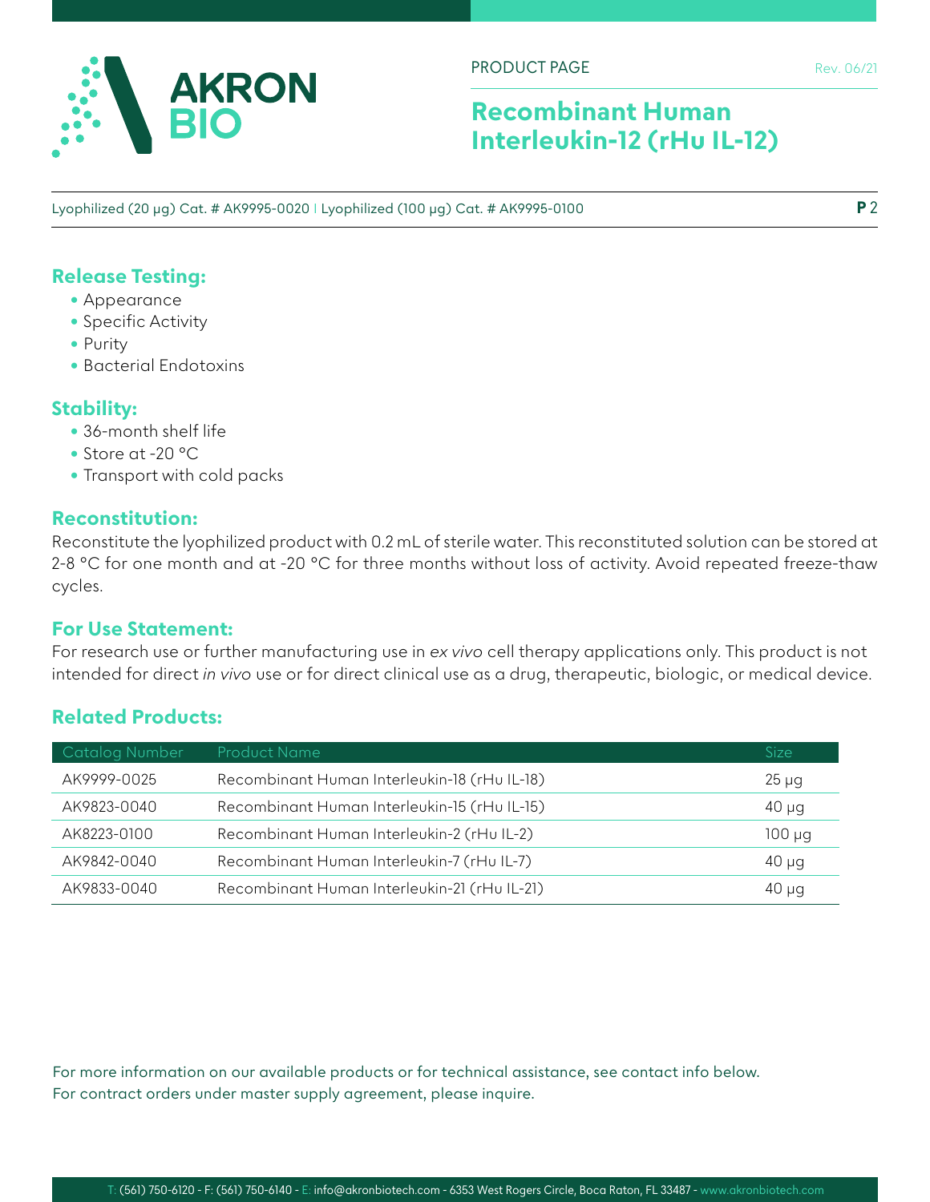## Release Testing:

- Appearance
- Specific Activity
- Purity
- Bacterial Endotoxins

## Stability:

- 36-month shelf life
- Store at -20 °C
- Transport with cold packs

## Reconstitution:

Reconstitute the lyophilized product with 0.2 mL of sterile water. This reconstituted solution can be stored at 2-8 °C for one month and at -20 °C for three months without loss of activity. Avoid repeated freeze-thaw cycles.

## For Use Statement:

For research use or further manufacturing use in *ex vivo* cell therapy applications only. This product is not intended for direct *in vivo* use or for direct clinical use as a drug, therapeutic, biologic, or medical device.

## Related Products:

| Catalog Number | Product Name | Size |
|---|---|---|
| AK9999-0025 | Recombinant Human Interleukin-18 (rHu IL-18) | 25 µg |
| AK9823-0040 | Recombinant Human Interleukin-15 (rHu IL-15) | 40 µg |
| AK8223-0100 | Recombinant Human Interleukin-2 (rHu IL-2) | 100 µg |
| AK9842-0040 | Recombinant Human Interleukin-7 (rHu IL-7) | 40 µg |
| AK9833-0040 | Recombinant Human Interleukin-21 (rHu IL-21) | 40 µg |

For more information on our available products or for technical assistance, see contact info below.
For contract orders under master supply agreement, please inquire.

T: (561) 750-6120 - F: (561) 750-6140 - E: info@akronbiotech.com - 6353 West Rogers Circle, Boca Raton, FL 33487 - www.akronbiotech.com